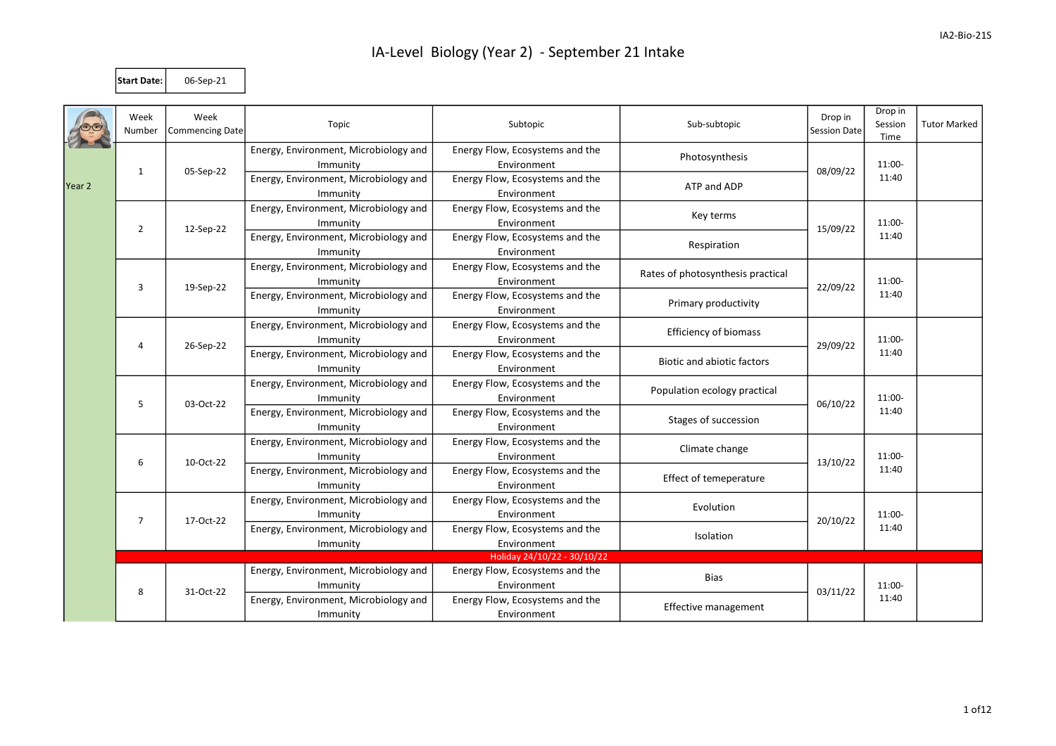# IA-Level Biology (Year 2) - September 21 Intake

| **Start Date:** | 06-Sep-21 |
|---|---|

| | Week Number | Week Commencing Date | Topic | Subtopic | Sub-subtopic | Drop in Session Date | Drop in Session Time | Tutor Marked |
|---|---|---|---|---|---|---|---|---|
| Year 2 | 1 | 05-Sep-22 | Energy, Environment, Microbiology and Immunity | Energy Flow, Ecosystems and the Environment | Photosynthesis | 08/09/22 | 11:00-11:40 | |
| | | | Energy, Environment, Microbiology and Immunity | Energy Flow, Ecosystems and the Environment | ATP and ADP | | | |
| | 2 | 12-Sep-22 | Energy, Environment, Microbiology and Immunity | Energy Flow, Ecosystems and the Environment | Key terms | 15/09/22 | 11:00-11:40 | |
| | | | Energy, Environment, Microbiology and Immunity | Energy Flow, Ecosystems and the Environment | Respiration | | | |
| | 3 | 19-Sep-22 | Energy, Environment, Microbiology and Immunity | Energy Flow, Ecosystems and the Environment | Rates of photosynthesis practical | 22/09/22 | 11:00-11:40 | |
| | | | Energy, Environment, Microbiology and Immunity | Energy Flow, Ecosystems and the Environment | Primary productivity | | | |
| | 4 | 26-Sep-22 | Energy, Environment, Microbiology and Immunity | Energy Flow, Ecosystems and the Environment | Efficiency of biomass | 29/09/22 | 11:00-11:40 | |
| | | | Energy, Environment, Microbiology and Immunity | Energy Flow, Ecosystems and the Environment | Biotic and abiotic factors | | | |
| | 5 | 03-Oct-22 | Energy, Environment, Microbiology and Immunity | Energy Flow, Ecosystems and the Environment | Population ecology practical | 06/10/22 | 11:00-11:40 | |
| | | | Energy, Environment, Microbiology and Immunity | Energy Flow, Ecosystems and the Environment | Stages of succession | | | |
| | 6 | 10-Oct-22 | Energy, Environment, Microbiology and Immunity | Energy Flow, Ecosystems and the Environment | Climate change | 13/10/22 | 11:00-11:40 | |
| | | | Energy, Environment, Microbiology and Immunity | Energy Flow, Ecosystems and the Environment | Effect of temeperature | | | |
| | 7 | 17-Oct-22 | Energy, Environment, Microbiology and Immunity | Energy Flow, Ecosystems and the Environment | Evolution | 20/10/22 | 11:00-11:40 | |
| | | | Energy, Environment, Microbiology and Immunity | Energy Flow, Ecosystems and the Environment | Isolation | | | |
| | Holiday 24/10/22 - 30/10/22 | | | | | | | |
| | 8 | 31-Oct-22 | Energy, Environment, Microbiology and Immunity | Energy Flow, Ecosystems and the Environment | Bias | 03/11/22 | 11:00-11:40 | |
| | | | Energy, Environment, Microbiology and Immunity | Energy Flow, Ecosystems and the Environment | Effective management | | | |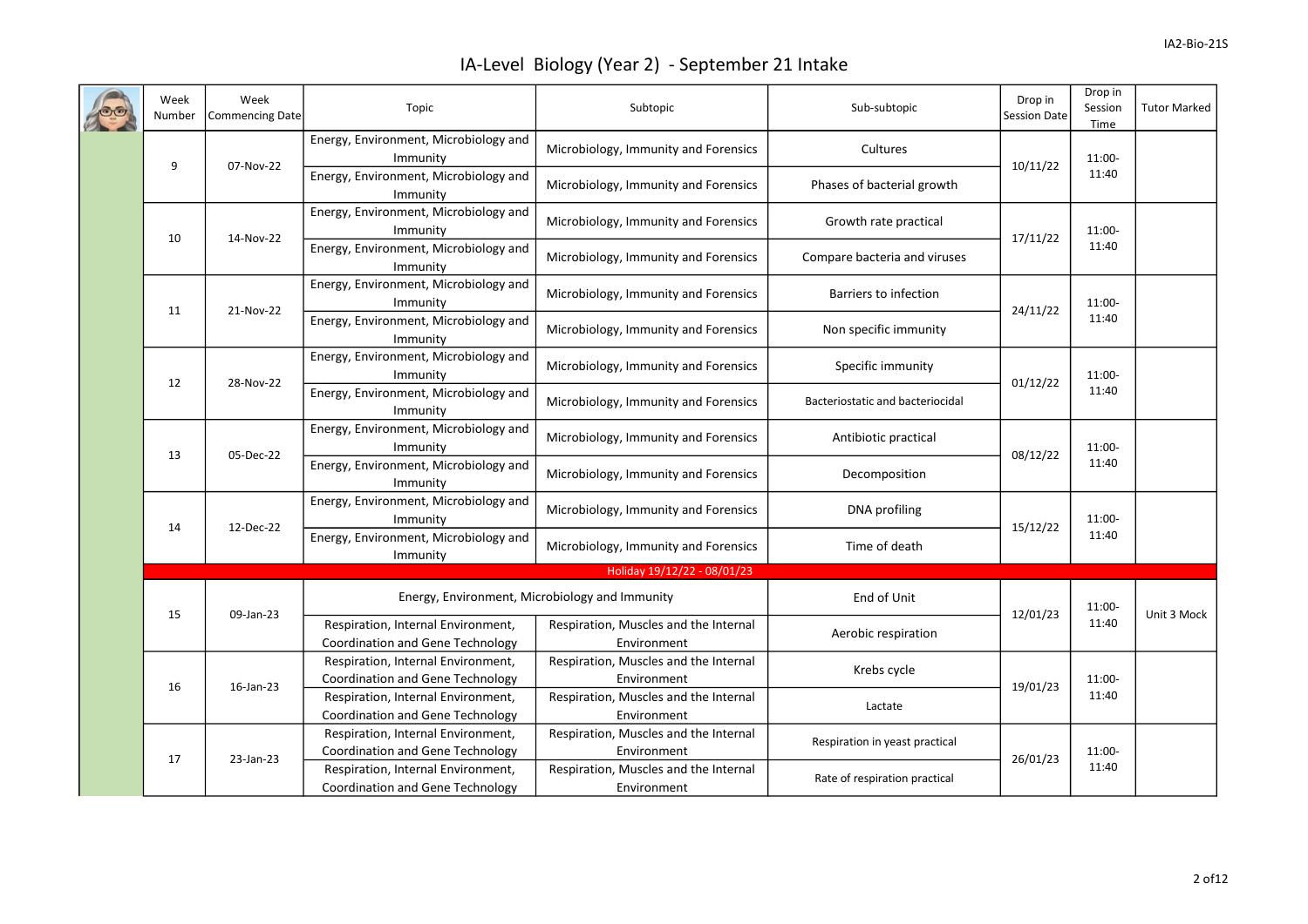# IA-Level Biology (Year 2) - September 21 Intake

| Week Number | Week Commencing Date | Topic | Subtopic | Sub-subtopic | Drop in Session Date | Drop in Session Time | Tutor Marked |
|---|---|---|---|---|---|---|---|
| 9 | 07-Nov-22 | Energy, Environment, Microbiology and Immunity | Microbiology, Immunity and Forensics | Cultures | 10/11/22 | 11:00-11:40 | |
| | | Energy, Environment, Microbiology and Immunity | Microbiology, Immunity and Forensics | Phases of bacterial growth | | | |
| 10 | 14-Nov-22 | Energy, Environment, Microbiology and Immunity | Microbiology, Immunity and Forensics | Growth rate practical | 17/11/22 | 11:00-11:40 | |
| | | Energy, Environment, Microbiology and Immunity | Microbiology, Immunity and Forensics | Compare bacteria and viruses | | | |
| 11 | 21-Nov-22 | Energy, Environment, Microbiology and Immunity | Microbiology, Immunity and Forensics | Barriers to infection | 24/11/22 | 11:00-11:40 | |
| | | Energy, Environment, Microbiology and Immunity | Microbiology, Immunity and Forensics | Non specific immunity | | | |
| 12 | 28-Nov-22 | Energy, Environment, Microbiology and Immunity | Microbiology, Immunity and Forensics | Specific immunity | 01/12/22 | 11:00-11:40 | |
| | | Energy, Environment, Microbiology and Immunity | Microbiology, Immunity and Forensics | Bacteriostatic and bacteriocidal | | | |
| 13 | 05-Dec-22 | Energy, Environment, Microbiology and Immunity | Microbiology, Immunity and Forensics | Antibiotic practical | 08/12/22 | 11:00-11:40 | |
| | | Energy, Environment, Microbiology and Immunity | Microbiology, Immunity and Forensics | Decomposition | | | |
| 14 | 12-Dec-22 | Energy, Environment, Microbiology and Immunity | Microbiology, Immunity and Forensics | DNA profiling | 15/12/22 | 11:00-11:40 | |
| | | Energy, Environment, Microbiology and Immunity | Microbiology, Immunity and Forensics | Time of death | | | |
| Holiday 19/12/22 - 08/01/23 | | | | | | | |
| 15 | 09-Jan-23 | Energy, Environment, Microbiology and Immunity | | End of Unit | 12/01/23 | 11:00-11:40 | Unit 3 Mock |
| | | Respiration, Internal Environment, Coordination and Gene Technology | Respiration, Muscles and the Internal Environment | Aerobic respiration | | | |
| 16 | 16-Jan-23 | Respiration, Internal Environment, Coordination and Gene Technology | Respiration, Muscles and the Internal Environment | Krebs cycle | 19/01/23 | 11:00-11:40 | |
| | | Respiration, Internal Environment, Coordination and Gene Technology | Respiration, Muscles and the Internal Environment | Lactate | | | |
| 17 | 23-Jan-23 | Respiration, Internal Environment, Coordination and Gene Technology | Respiration, Muscles and the Internal Environment | Respiration in yeast practical | 26/01/23 | 11:00-11:40 | |
| | | Respiration, Internal Environment, Coordination and Gene Technology | Respiration, Muscles and the Internal Environment | Rate of respiration practical | | | |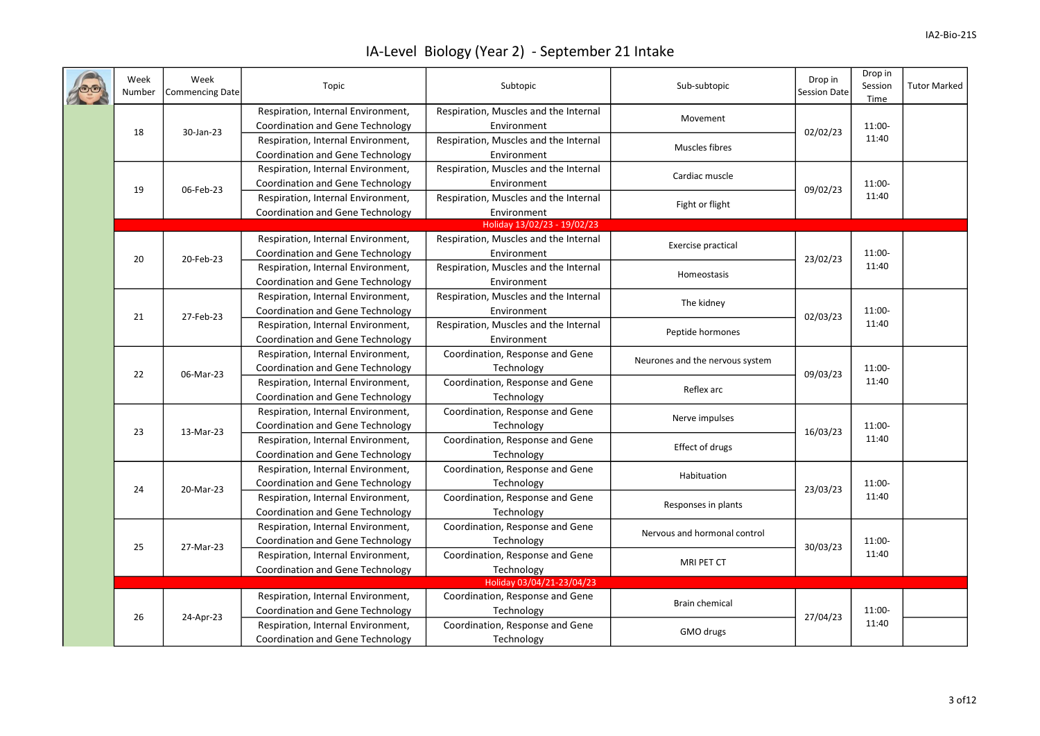# IA-Level Biology (Year 2) - September 21 Intake

| Week Number | Week Commencing Date | Topic | Subtopic | Sub-subtopic | Drop in Session Date | Drop in Session Time | Tutor Marked |
|---|---|---|---|---|---|---|---|
| 18 | 30-Jan-23 | Respiration, Internal Environment, Coordination and Gene Technology | Respiration, Muscles and the Internal Environment | Movement | 02/02/23 | 11:00-11:40 | |
| | | Respiration, Internal Environment, Coordination and Gene Technology | Respiration, Muscles and the Internal Environment | Muscles fibres | | | |
| 19 | 06-Feb-23 | Respiration, Internal Environment, Coordination and Gene Technology | Respiration, Muscles and the Internal Environment | Cardiac muscle | 09/02/23 | 11:00-11:40 | |
| | | Respiration, Internal Environment, Coordination and Gene Technology | Respiration, Muscles and the Internal Environment | Fight or flight | | | |
| | | | Holiday 13/02/23 - 19/02/23 | | | | |
| 20 | 20-Feb-23 | Respiration, Internal Environment, Coordination and Gene Technology | Respiration, Muscles and the Internal Environment | Exercise practical | 23/02/23 | 11:00-11:40 | |
| | | Respiration, Internal Environment, Coordination and Gene Technology | Respiration, Muscles and the Internal Environment | Homeostasis | | | |
| 21 | 27-Feb-23 | Respiration, Internal Environment, Coordination and Gene Technology | Respiration, Muscles and the Internal Environment | The kidney | 02/03/23 | 11:00-11:40 | |
| | | Respiration, Internal Environment, Coordination and Gene Technology | Respiration, Muscles and the Internal Environment | Peptide hormones | | | |
| 22 | 06-Mar-23 | Respiration, Internal Environment, Coordination and Gene Technology | Coordination, Response and Gene Technology | Neurones and the nervous system | 09/03/23 | 11:00-11:40 | |
| | | Respiration, Internal Environment, Coordination and Gene Technology | Coordination, Response and Gene Technology | Reflex arc | | | |
| 23 | 13-Mar-23 | Respiration, Internal Environment, Coordination and Gene Technology | Coordination, Response and Gene Technology | Nerve impulses | 16/03/23 | 11:00-11:40 | |
| | | Respiration, Internal Environment, Coordination and Gene Technology | Coordination, Response and Gene Technology | Effect of drugs | | | |
| 24 | 20-Mar-23 | Respiration, Internal Environment, Coordination and Gene Technology | Coordination, Response and Gene Technology | Habituation | 23/03/23 | 11:00-11:40 | |
| | | Respiration, Internal Environment, Coordination and Gene Technology | Coordination, Response and Gene Technology | Responses in plants | | | |
| 25 | 27-Mar-23 | Respiration, Internal Environment, Coordination and Gene Technology | Coordination, Response and Gene Technology | Nervous and hormonal control | 30/03/23 | 11:00-11:40 | |
| | | Respiration, Internal Environment, Coordination and Gene Technology | Coordination, Response and Gene Technology | MRI PET CT | | | |
| | | | Holiday 03/04/21-23/04/23 | | | | |
| 26 | 24-Apr-23 | Respiration, Internal Environment, Coordination and Gene Technology | Coordination, Response and Gene Technology | Brain chemical | 27/04/23 | 11:00-11:40 | |
| | | Respiration, Internal Environment, Coordination and Gene Technology | Coordination, Response and Gene Technology | GMO drugs | | | |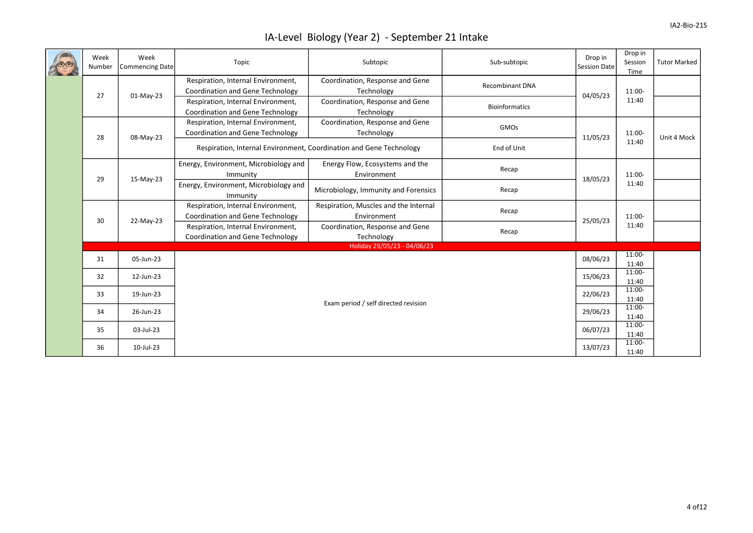# IA-Level Biology (Year 2) - September 21 Intake

| Week Number | Week Commencing Date | Topic | Subtopic | Sub-subtopic | Drop in Session Date | Drop in Session Time | Tutor Marked |
|---|---|---|---|---|---|---|---|
| 27 | 01-May-23 | Respiration, Internal Environment, Coordination and Gene Technology | Coordination, Response and Gene Technology | Recombinant DNA | 04/05/23 | 11:00-11:40 | |
| | | Respiration, Internal Environment, Coordination and Gene Technology | Coordination, Response and Gene Technology | Bioinformatics | | | |
| 28 | 08-May-23 | Respiration, Internal Environment, Coordination and Gene Technology | Coordination, Response and Gene Technology | GMOs | 11/05/23 | 11:00-11:40 | Unit 4 Mock |
| | | Respiration, Internal Environment, Coordination and Gene Technology | | End of Unit | | | |
| 29 | 15-May-23 | Energy, Environment, Microbiology and Immunity | Energy Flow, Ecosystems and the Environment | Recap | 18/05/23 | 11:00-11:40 | |
| | | Energy, Environment, Microbiology and Immunity | Microbiology, Immunity and Forensics | Recap | | | |
| 30 | 22-May-23 | Respiration, Internal Environment, Coordination and Gene Technology | Respiration, Muscles and the Internal Environment | Recap | 25/05/23 | 11:00-11:40 | |
| | | Respiration, Internal Environment, Coordination and Gene Technology | Coordination, Response and Gene Technology | Recap | | | |
| | | | Holiday 29/05/23 - 04/06/23 | | | | |
| 31 | 05-Jun-23 | Exam period / self directed revision | | | 08/06/23 | 11:00-11:40 | |
| 32 | 12-Jun-23 | | | | 15/06/23 | 11:00-11:40 | |
| 33 | 19-Jun-23 | | | | 22/06/23 | 11:00-11:40 | |
| 34 | 26-Jun-23 | | | | 29/06/23 | 11:00-11:40 | |
| 35 | 03-Jul-23 | | | | 06/07/23 | 11:00-11:40 | |
| 36 | 10-Jul-23 | | | | 13/07/23 | 11:00-11:40 | |